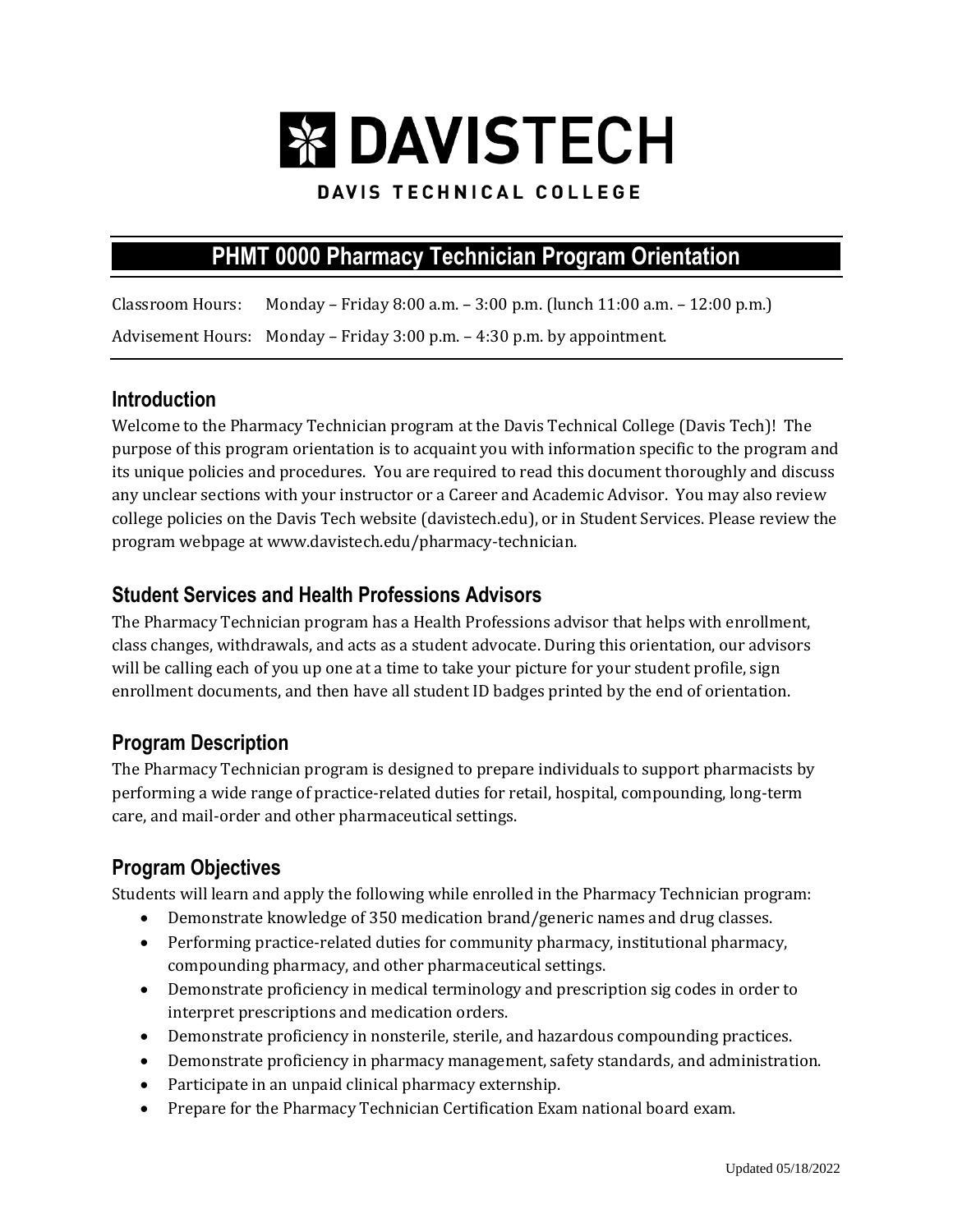# DAVISTECH

DAVIS TECHNICAL COLLEGE

## PHMT 0000 Pharmacy Technician Program Orientation

Classroom Hours: Monday – Friday 8:00 a.m. – 3:00 p.m. (lunch 11:00 a.m. – 12:00 p.m.)

Advisement Hours: Monday – Friday 3:00 p.m. – 4:30 p.m. by appointment.

### Introduction

Welcome to the Pharmacy Technician program at the Davis Technical College (Davis Tech)! The purpose of this program orientation is to acquaint you with information specific to the program and its unique policies and procedures. You are required to read this document thoroughly and discuss any unclear sections with your instructor or a Career and Academic Advisor. You may also review college policies on the Davis Tech website (davistech.edu), or in Student Services. Please review the program webpage at www.davistech.edu/pharmacy-technician.

### Student Services and Health Professions Advisors

The Pharmacy Technician program has a Health Professions advisor that helps with enrollment, class changes, withdrawals, and acts as a student advocate. During this orientation, our advisors will be calling each of you up one at a time to take your picture for your student profile, sign enrollment documents, and then have all student ID badges printed by the end of orientation.

### Program Description

The Pharmacy Technician program is designed to prepare individuals to support pharmacists by performing a wide range of practice-related duties for retail, hospital, compounding, long-term care, and mail-order and other pharmaceutical settings.

### Program Objectives

Students will learn and apply the following while enrolled in the Pharmacy Technician program:

- Demonstrate knowledge of 350 medication brand/generic names and drug classes.
- Performing practice-related duties for community pharmacy, institutional pharmacy, compounding pharmacy, and other pharmaceutical settings.
- Demonstrate proficiency in medical terminology and prescription sig codes in order to interpret prescriptions and medication orders.
- Demonstrate proficiency in nonsterile, sterile, and hazardous compounding practices.
- Demonstrate proficiency in pharmacy management, safety standards, and administration.
- Participate in an unpaid clinical pharmacy externship.
- Prepare for the Pharmacy Technician Certification Exam national board exam.

Updated 05/18/2022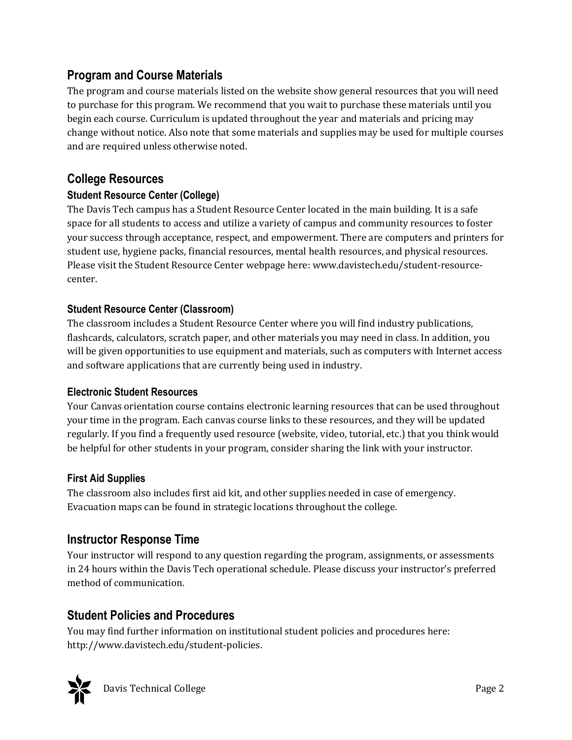## Program and Course Materials

The program and course materials listed on the website show general resources that you will need to purchase for this program. We recommend that you wait to purchase these materials until you begin each course. Curriculum is updated throughout the year and materials and pricing may change without notice. Also note that some materials and supplies may be used for multiple courses and are required unless otherwise noted.

## College Resources

### Student Resource Center (College)

The Davis Tech campus has a Student Resource Center located in the main building. It is a safe space for all students to access and utilize a variety of campus and community resources to foster your success through acceptance, respect, and empowerment. There are computers and printers for student use, hygiene packs, financial resources, mental health resources, and physical resources. Please visit the Student Resource Center webpage here: www.davistech.edu/student-resource-center.

### Student Resource Center (Classroom)

The classroom includes a Student Resource Center where you will find industry publications, flashcards, calculators, scratch paper, and other materials you may need in class. In addition, you will be given opportunities to use equipment and materials, such as computers with Internet access and software applications that are currently being used in industry.

### Electronic Student Resources

Your Canvas orientation course contains electronic learning resources that can be used throughout your time in the program. Each canvas course links to these resources, and they will be updated regularly. If you find a frequently used resource (website, video, tutorial, etc.) that you think would be helpful for other students in your program, consider sharing the link with your instructor.

### First Aid Supplies

The classroom also includes first aid kit, and other supplies needed in case of emergency. Evacuation maps can be found in strategic locations throughout the college.

## Instructor Response Time

Your instructor will respond to any question regarding the program, assignments, or assessments in 24 hours within the Davis Tech operational schedule. Please discuss your instructor's preferred method of communication.

## Student Policies and Procedures

You may find further information on institutional student policies and procedures here: http://www.davistech.edu/student-policies.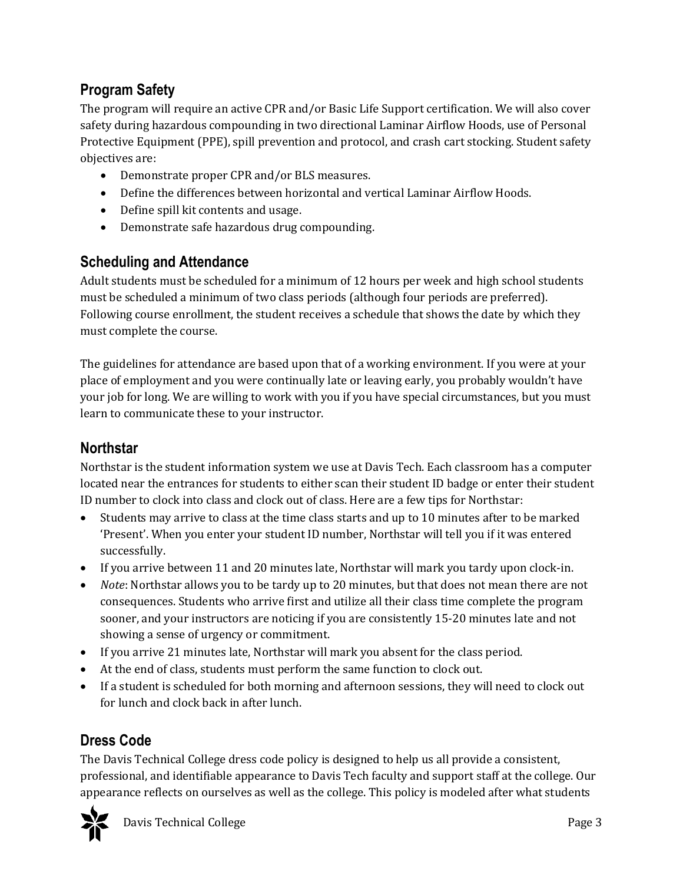## Program Safety

The program will require an active CPR and/or Basic Life Support certification. We will also cover safety during hazardous compounding in two directional Laminar Airflow Hoods, use of Personal Protective Equipment (PPE), spill prevention and protocol, and crash cart stocking. Student safety objectives are:

- Demonstrate proper CPR and/or BLS measures.
- Define the differences between horizontal and vertical Laminar Airflow Hoods.
- Define spill kit contents and usage.
- Demonstrate safe hazardous drug compounding.

## Scheduling and Attendance

Adult students must be scheduled for a minimum of 12 hours per week and high school students must be scheduled a minimum of two class periods (although four periods are preferred). Following course enrollment, the student receives a schedule that shows the date by which they must complete the course.

The guidelines for attendance are based upon that of a working environment. If you were at your place of employment and you were continually late or leaving early, you probably wouldn't have your job for long. We are willing to work with you if you have special circumstances, but you must learn to communicate these to your instructor.

## Northstar

Northstar is the student information system we use at Davis Tech. Each classroom has a computer located near the entrances for students to either scan their student ID badge or enter their student ID number to clock into class and clock out of class. Here are a few tips for Northstar:

- Students may arrive to class at the time class starts and up to 10 minutes after to be marked 'Present'. When you enter your student ID number, Northstar will tell you if it was entered successfully.
- If you arrive between 11 and 20 minutes late, Northstar will mark you tardy upon clock-in.
- *Note*: Northstar allows you to be tardy up to 20 minutes, but that does not mean there are not consequences. Students who arrive first and utilize all their class time complete the program sooner, and your instructors are noticing if you are consistently 15-20 minutes late and not showing a sense of urgency or commitment.
- If you arrive 21 minutes late, Northstar will mark you absent for the class period.
- At the end of class, students must perform the same function to clock out.
- If a student is scheduled for both morning and afternoon sessions, they will need to clock out for lunch and clock back in after lunch.

## Dress Code

The Davis Technical College dress code policy is designed to help us all provide a consistent, professional, and identifiable appearance to Davis Tech faculty and support staff at the college. Our appearance reflects on ourselves as well as the college. This policy is modeled after what students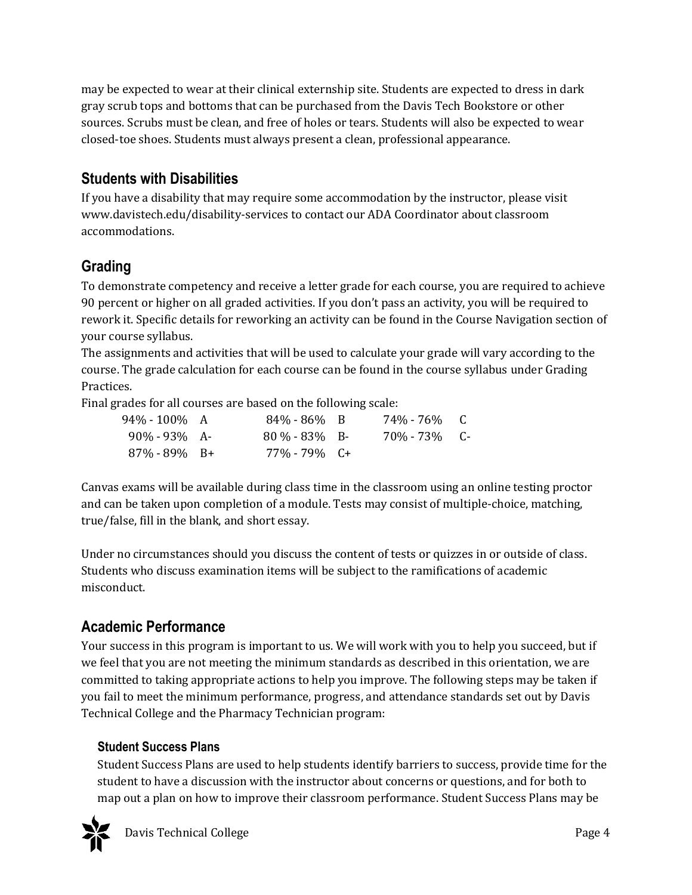may be expected to wear at their clinical externship site. Students are expected to dress in dark gray scrub tops and bottoms that can be purchased from the Davis Tech Bookstore or other sources. Scrubs must be clean, and free of holes or tears. Students will also be expected to wear closed-toe shoes. Students must always present a clean, professional appearance.

## Students with Disabilities

If you have a disability that may require some accommodation by the instructor, please visit www.davistech.edu/disability-services to contact our ADA Coordinator about classroom accommodations.

## Grading

To demonstrate competency and receive a letter grade for each course, you are required to achieve 90 percent or higher on all graded activities. If you don't pass an activity, you will be required to rework it. Specific details for reworking an activity can be found in the Course Navigation section of your course syllabus.

The assignments and activities that will be used to calculate your grade will vary according to the course. The grade calculation for each course can be found in the course syllabus under Grading Practices.

Final grades for all courses are based on the following scale:

| Range | Grade | Range | Grade | Range | Grade |
|---|---|---|---|---|---|
| 94% - 100% | A | 84% - 86% | B | 74% - 76% | C |
| 90% - 93% | A- | 80 % - 83% | B- | 70% - 73% | C- |
| 87% - 89% | B+ | 77% - 79% | C+ | | |

Canvas exams will be available during class time in the classroom using an online testing proctor and can be taken upon completion of a module. Tests may consist of multiple-choice, matching, true/false, fill in the blank, and short essay.

Under no circumstances should you discuss the content of tests or quizzes in or outside of class. Students who discuss examination items will be subject to the ramifications of academic misconduct.

## Academic Performance

Your success in this program is important to us. We will work with you to help you succeed, but if we feel that you are not meeting the minimum standards as described in this orientation, we are committed to taking appropriate actions to help you improve. The following steps may be taken if you fail to meet the minimum performance, progress, and attendance standards set out by Davis Technical College and the Pharmacy Technician program:

### Student Success Plans

Student Success Plans are used to help students identify barriers to success, provide time for the student to have a discussion with the instructor about concerns or questions, and for both to map out a plan on how to improve their classroom performance. Student Success Plans may be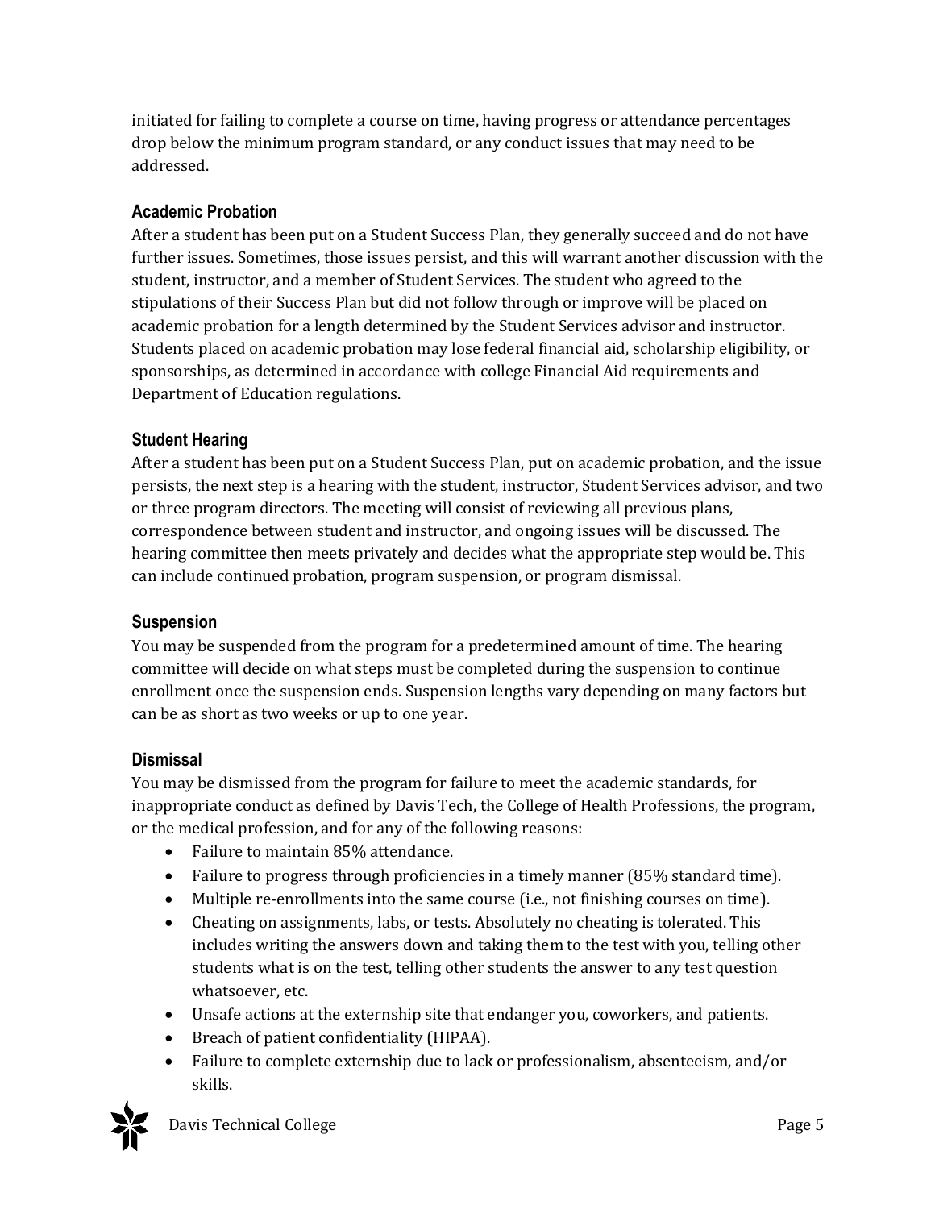initiated for failing to complete a course on time, having progress or attendance percentages drop below the minimum program standard, or any conduct issues that may need to be addressed.

### Academic Probation

After a student has been put on a Student Success Plan, they generally succeed and do not have further issues. Sometimes, those issues persist, and this will warrant another discussion with the student, instructor, and a member of Student Services. The student who agreed to the stipulations of their Success Plan but did not follow through or improve will be placed on academic probation for a length determined by the Student Services advisor and instructor. Students placed on academic probation may lose federal financial aid, scholarship eligibility, or sponsorships, as determined in accordance with college Financial Aid requirements and Department of Education regulations.

### Student Hearing

After a student has been put on a Student Success Plan, put on academic probation, and the issue persists, the next step is a hearing with the student, instructor, Student Services advisor, and two or three program directors. The meeting will consist of reviewing all previous plans, correspondence between student and instructor, and ongoing issues will be discussed. The hearing committee then meets privately and decides what the appropriate step would be. This can include continued probation, program suspension, or program dismissal.

### Suspension

You may be suspended from the program for a predetermined amount of time. The hearing committee will decide on what steps must be completed during the suspension to continue enrollment once the suspension ends. Suspension lengths vary depending on many factors but can be as short as two weeks or up to one year.

### Dismissal

You may be dismissed from the program for failure to meet the academic standards, for inappropriate conduct as defined by Davis Tech, the College of Health Professions, the program, or the medical profession, and for any of the following reasons:

- Failure to maintain 85% attendance.
- Failure to progress through proficiencies in a timely manner (85% standard time).
- Multiple re-enrollments into the same course (i.e., not finishing courses on time).
- Cheating on assignments, labs, or tests. Absolutely no cheating is tolerated. This includes writing the answers down and taking them to the test with you, telling other students what is on the test, telling other students the answer to any test question whatsoever, etc.
- Unsafe actions at the externship site that endanger you, coworkers, and patients.
- Breach of patient confidentiality (HIPAA).
- Failure to complete externship due to lack or professionalism, absenteeism, and/or skills.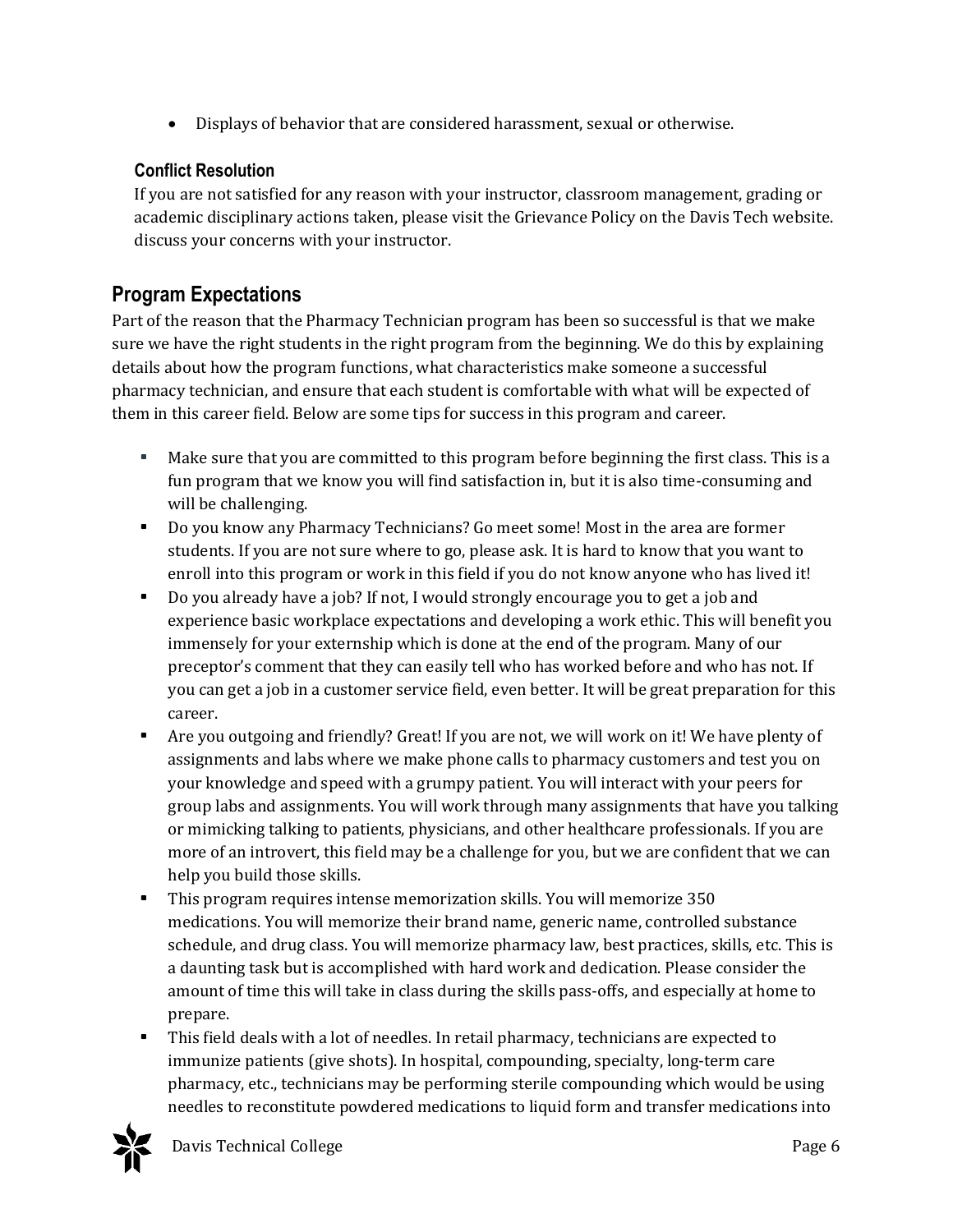- Displays of behavior that are considered harassment, sexual or otherwise.

### Conflict Resolution

If you are not satisfied for any reason with your instructor, classroom management, grading or academic disciplinary actions taken, please visit the Grievance Policy on the Davis Tech website. discuss your concerns with your instructor.

## Program Expectations

Part of the reason that the Pharmacy Technician program has been so successful is that we make sure we have the right students in the right program from the beginning. We do this by explaining details about how the program functions, what characteristics make someone a successful pharmacy technician, and ensure that each student is comfortable with what will be expected of them in this career field. Below are some tips for success in this program and career.

- Make sure that you are committed to this program before beginning the first class. This is a fun program that we know you will find satisfaction in, but it is also time-consuming and will be challenging.
- Do you know any Pharmacy Technicians? Go meet some! Most in the area are former students. If you are not sure where to go, please ask. It is hard to know that you want to enroll into this program or work in this field if you do not know anyone who has lived it!
- Do you already have a job? If not, I would strongly encourage you to get a job and experience basic workplace expectations and developing a work ethic. This will benefit you immensely for your externship which is done at the end of the program. Many of our preceptor's comment that they can easily tell who has worked before and who has not. If you can get a job in a customer service field, even better. It will be great preparation for this career.
- Are you outgoing and friendly? Great! If you are not, we will work on it! We have plenty of assignments and labs where we make phone calls to pharmacy customers and test you on your knowledge and speed with a grumpy patient. You will interact with your peers for group labs and assignments. You will work through many assignments that have you talking or mimicking talking to patients, physicians, and other healthcare professionals. If you are more of an introvert, this field may be a challenge for you, but we are confident that we can help you build those skills.
- This program requires intense memorization skills. You will memorize 350 medications. You will memorize their brand name, generic name, controlled substance schedule, and drug class. You will memorize pharmacy law, best practices, skills, etc. This is a daunting task but is accomplished with hard work and dedication. Please consider the amount of time this will take in class during the skills pass-offs, and especially at home to prepare.
- This field deals with a lot of needles. In retail pharmacy, technicians are expected to immunize patients (give shots). In hospital, compounding, specialty, long-term care pharmacy, etc., technicians may be performing sterile compounding which would be using needles to reconstitute powdered medications to liquid form and transfer medications into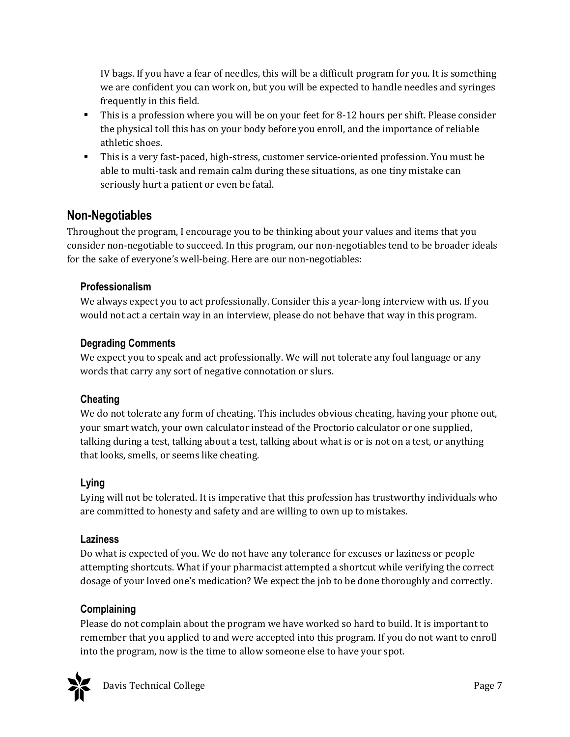IV bags. If you have a fear of needles, this will be a difficult program for you. It is something we are confident you can work on, but you will be expected to handle needles and syringes frequently in this field.

- This is a profession where you will be on your feet for 8-12 hours per shift. Please consider the physical toll this has on your body before you enroll, and the importance of reliable athletic shoes.
- This is a very fast-paced, high-stress, customer service-oriented profession. You must be able to multi-task and remain calm during these situations, as one tiny mistake can seriously hurt a patient or even be fatal.

## Non-Negotiables

Throughout the program, I encourage you to be thinking about your values and items that you consider non-negotiable to succeed. In this program, our non-negotiables tend to be broader ideals for the sake of everyone's well-being. Here are our non-negotiables:

### Professionalism

We always expect you to act professionally. Consider this a year-long interview with us. If you would not act a certain way in an interview, please do not behave that way in this program.

### Degrading Comments

We expect you to speak and act professionally. We will not tolerate any foul language or any words that carry any sort of negative connotation or slurs.

### Cheating

We do not tolerate any form of cheating. This includes obvious cheating, having your phone out, your smart watch, your own calculator instead of the Proctorio calculator or one supplied, talking during a test, talking about a test, talking about what is or is not on a test, or anything that looks, smells, or seems like cheating.

### Lying

Lying will not be tolerated. It is imperative that this profession has trustworthy individuals who are committed to honesty and safety and are willing to own up to mistakes.

### Laziness

Do what is expected of you. We do not have any tolerance for excuses or laziness or people attempting shortcuts. What if your pharmacist attempted a shortcut while verifying the correct dosage of your loved one's medication? We expect the job to be done thoroughly and correctly.

### Complaining

Please do not complain about the program we have worked so hard to build. It is important to remember that you applied to and were accepted into this program. If you do not want to enroll into the program, now is the time to allow someone else to have your spot.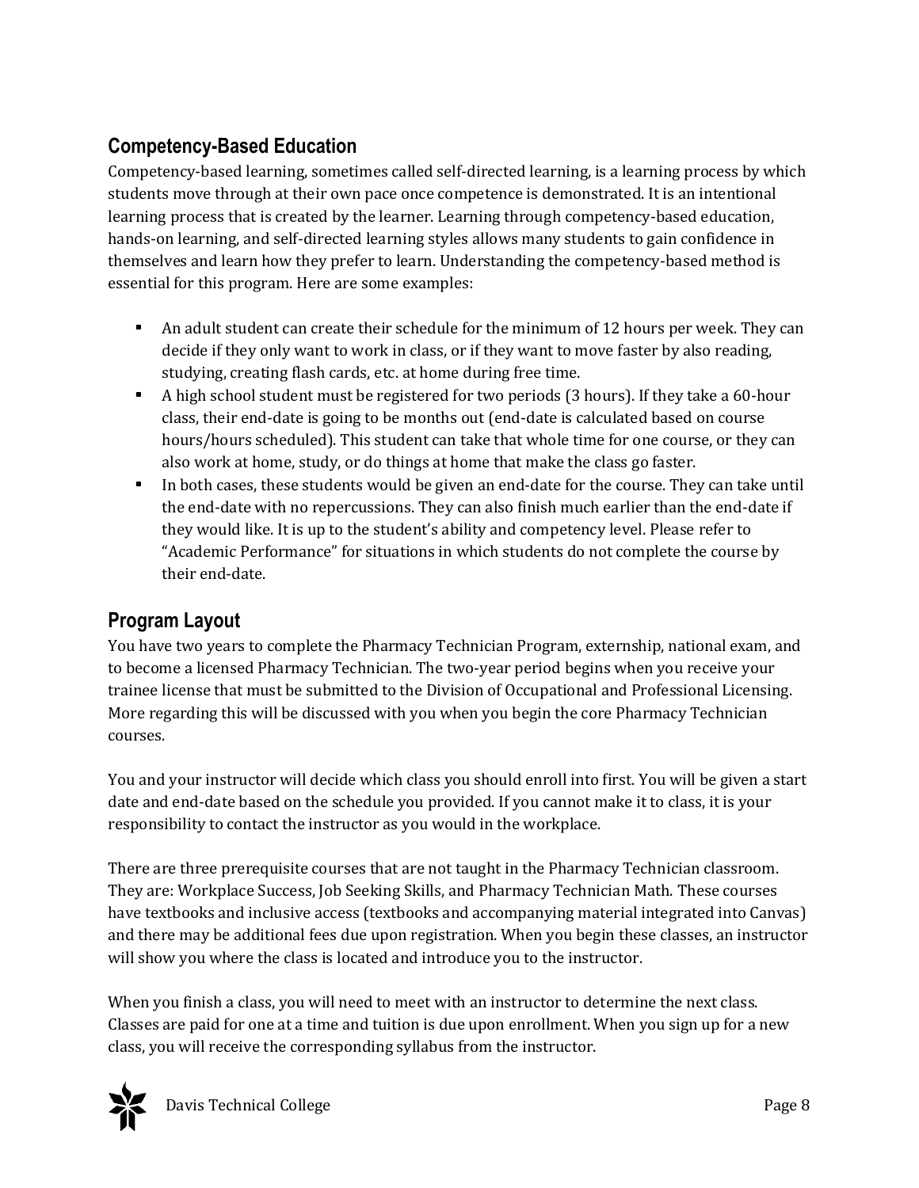## Competency-Based Education

Competency-based learning, sometimes called self-directed learning, is a learning process by which students move through at their own pace once competence is demonstrated. It is an intentional learning process that is created by the learner. Learning through competency-based education, hands-on learning, and self-directed learning styles allows many students to gain confidence in themselves and learn how they prefer to learn. Understanding the competency-based method is essential for this program. Here are some examples:

- An adult student can create their schedule for the minimum of 12 hours per week. They can decide if they only want to work in class, or if they want to move faster by also reading, studying, creating flash cards, etc. at home during free time.
- A high school student must be registered for two periods (3 hours). If they take a 60-hour class, their end-date is going to be months out (end-date is calculated based on course hours/hours scheduled). This student can take that whole time for one course, or they can also work at home, study, or do things at home that make the class go faster.
- In both cases, these students would be given an end-date for the course. They can take until the end-date with no repercussions. They can also finish much earlier than the end-date if they would like. It is up to the student's ability and competency level. Please refer to "Academic Performance" for situations in which students do not complete the course by their end-date.

## Program Layout

You have two years to complete the Pharmacy Technician Program, externship, national exam, and to become a licensed Pharmacy Technician. The two-year period begins when you receive your trainee license that must be submitted to the Division of Occupational and Professional Licensing. More regarding this will be discussed with you when you begin the core Pharmacy Technician courses.

You and your instructor will decide which class you should enroll into first. You will be given a start date and end-date based on the schedule you provided. If you cannot make it to class, it is your responsibility to contact the instructor as you would in the workplace.

There are three prerequisite courses that are not taught in the Pharmacy Technician classroom. They are: Workplace Success, Job Seeking Skills, and Pharmacy Technician Math. These courses have textbooks and inclusive access (textbooks and accompanying material integrated into Canvas) and there may be additional fees due upon registration. When you begin these classes, an instructor will show you where the class is located and introduce you to the instructor.

When you finish a class, you will need to meet with an instructor to determine the next class. Classes are paid for one at a time and tuition is due upon enrollment. When you sign up for a new class, you will receive the corresponding syllabus from the instructor.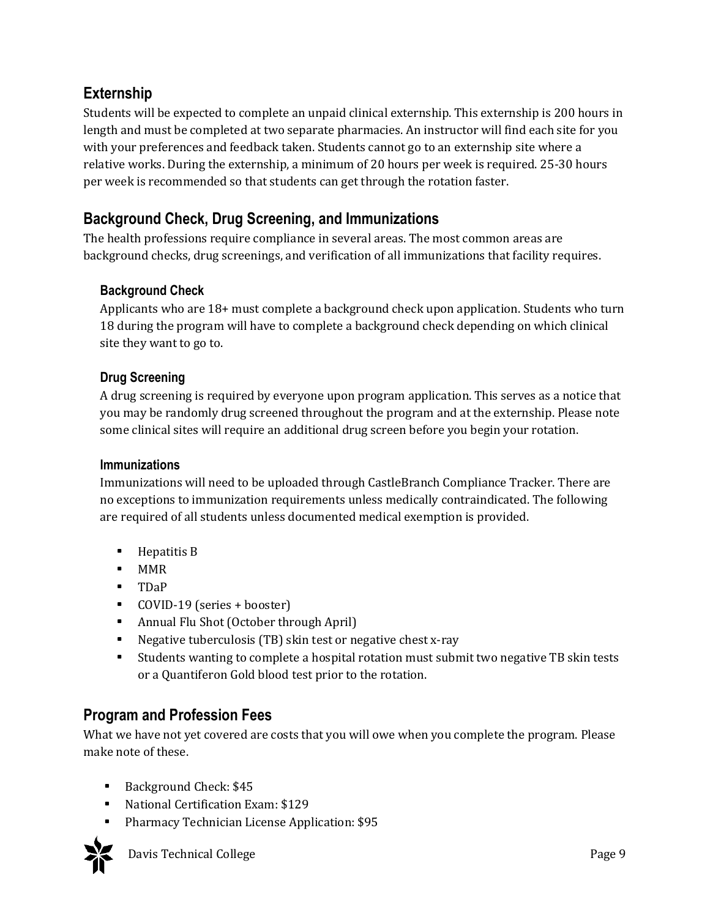## Externship

Students will be expected to complete an unpaid clinical externship. This externship is 200 hours in length and must be completed at two separate pharmacies. An instructor will find each site for you with your preferences and feedback taken. Students cannot go to an externship site where a relative works. During the externship, a minimum of 20 hours per week is required. 25-30 hours per week is recommended so that students can get through the rotation faster.

## Background Check, Drug Screening, and Immunizations

The health professions require compliance in several areas. The most common areas are background checks, drug screenings, and verification of all immunizations that facility requires.

### Background Check

Applicants who are 18+ must complete a background check upon application. Students who turn 18 during the program will have to complete a background check depending on which clinical site they want to go to.

### Drug Screening

A drug screening is required by everyone upon program application. This serves as a notice that you may be randomly drug screened throughout the program and at the externship. Please note some clinical sites will require an additional drug screen before you begin your rotation.

### Immunizations

Immunizations will need to be uploaded through CastleBranch Compliance Tracker. There are no exceptions to immunization requirements unless medically contraindicated. The following are required of all students unless documented medical exemption is provided.

- Hepatitis B
- MMR
- TDaP
- COVID-19 (series + booster)
- Annual Flu Shot (October through April)
- Negative tuberculosis (TB) skin test or negative chest x-ray
- Students wanting to complete a hospital rotation must submit two negative TB skin tests or a Quantiferon Gold blood test prior to the rotation.

## Program and Profession Fees

What we have not yet covered are costs that you will owe when you complete the program. Please make note of these.

- Background Check: $45
- National Certification Exam: $129
- Pharmacy Technician License Application: $95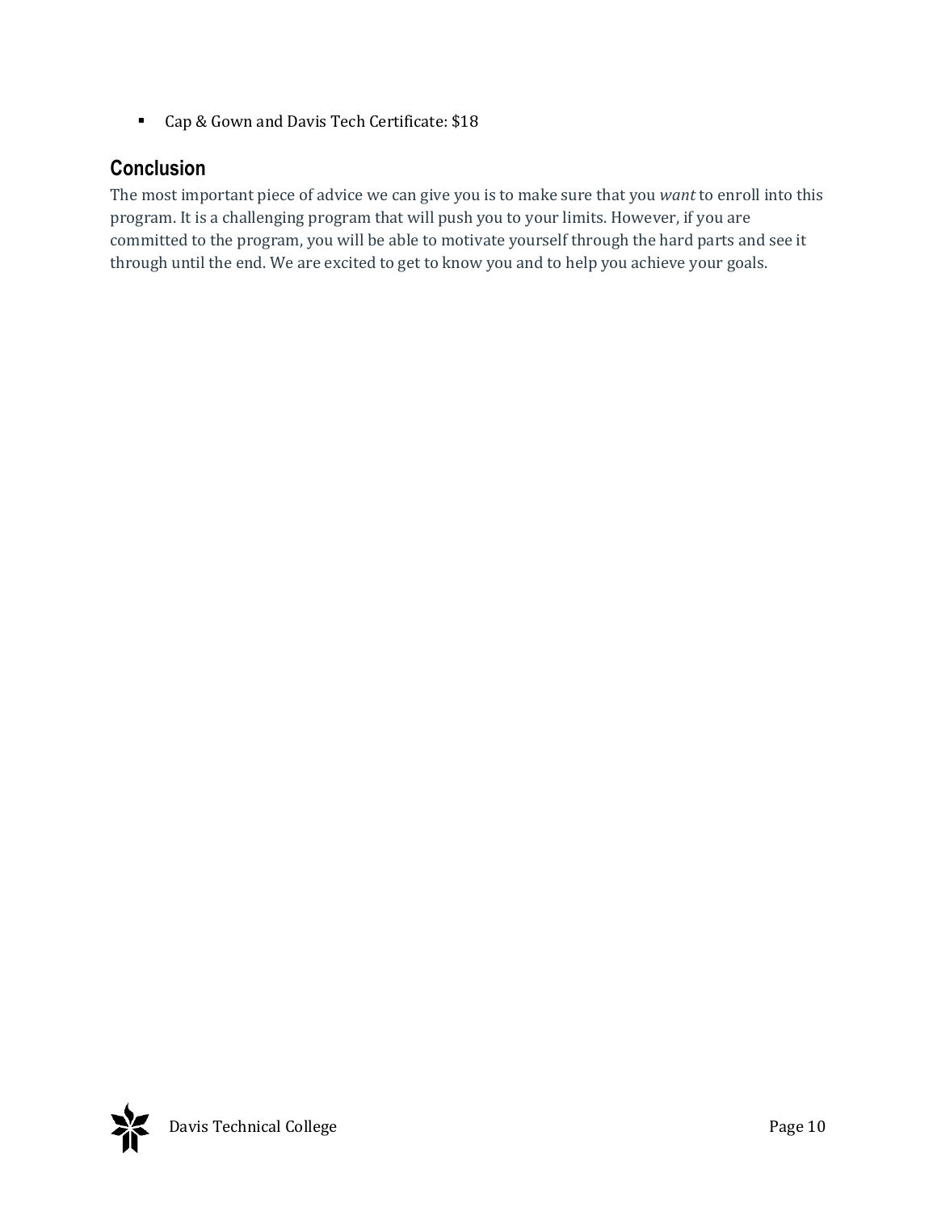- Cap & Gown and Davis Tech Certificate: $18

## Conclusion

The most important piece of advice we can give you is to make sure that you *want* to enroll into this program. It is a challenging program that will push you to your limits. However, if you are committed to the program, you will be able to motivate yourself through the hard parts and see it through until the end. We are excited to get to know you and to help you achieve your goals.